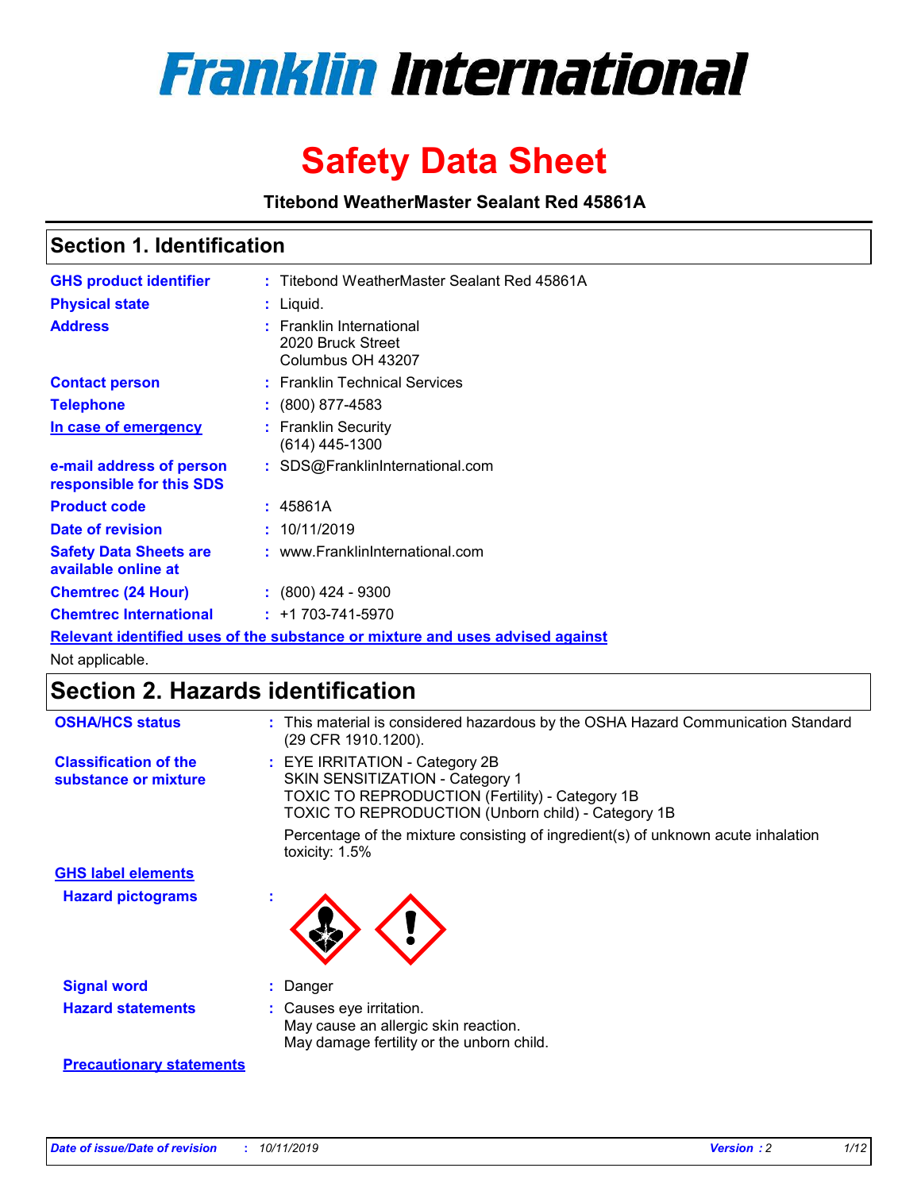# Franklin International

# Safety Data Sheet

**Titebond WeatherMaster Sealant Red 45861A**

## Section 1. Identification

| | |
|---|---|
| **GHS product identifier** | : Titebond WeatherMaster Sealant Red 45861A |
| **Physical state** | : Liquid. |
| **Address** | : Franklin International<br>2020 Bruck Street<br>Columbus OH 43207 |
| **Contact person** | : Franklin Technical Services |
| **Telephone** | : (800) 877-4583 |
| **In case of emergency** | : Franklin Security<br>(614) 445-1300 |
| **e-mail address of person responsible for this SDS** | : SDS@FranklinInternational.com |
| **Product code** | : 45861A |
| **Date of revision** | : 10/11/2019 |
| **Safety Data Sheets are available online at** | : www.FranklinInternational.com |
| **Chemtrec (24 Hour)** | : (800) 424 - 9300 |
| **Chemtrec International** | : +1 703-741-5970 |

**Relevant identified uses of the substance or mixture and uses advised against**

Not applicable.

## Section 2. Hazards identification

**OSHA/HCS status** : This material is considered hazardous by the OSHA Hazard Communication Standard (29 CFR 1910.1200).

**Classification of the substance or mixture** : EYE IRRITATION - Category 2B
SKIN SENSITIZATION - Category 1
TOXIC TO REPRODUCTION (Fertility) - Category 1B
TOXIC TO REPRODUCTION (Unborn child) - Category 1B

Percentage of the mixture consisting of ingredient(s) of unknown acute inhalation toxicity: 1.5%

**GHS label elements**

**Hazard pictograms** :

**Signal word** : Danger

**Hazard statements** : Causes eye irritation.
May cause an allergic skin reaction.
May damage fertility or the unborn child.

**Precautionary statements**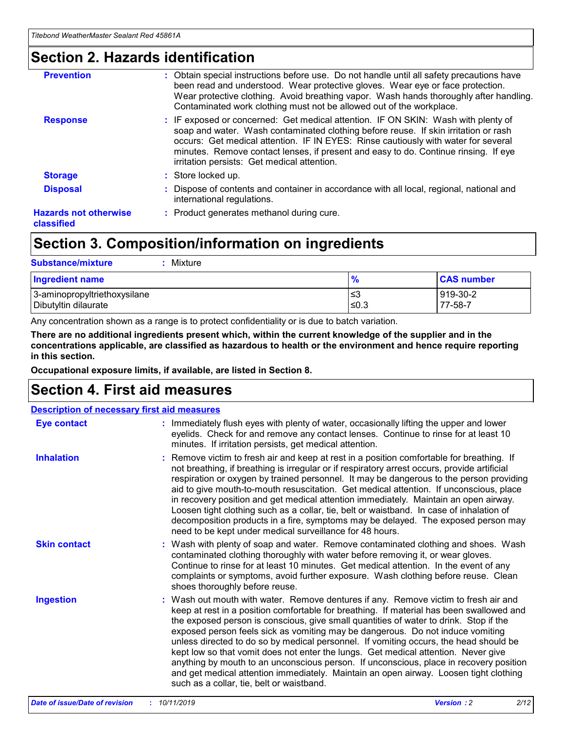## Section 2. Hazards identification

| | |
|---|---|
| **Prevention** | : Obtain special instructions before use. Do not handle until all safety precautions have been read and understood. Wear protective gloves. Wear eye or face protection. Wear protective clothing. Avoid breathing vapor. Wash hands thoroughly after handling. Contaminated work clothing must not be allowed out of the workplace. |
| **Response** | : IF exposed or concerned: Get medical attention. IF ON SKIN: Wash with plenty of soap and water. Wash contaminated clothing before reuse. If skin irritation or rash occurs: Get medical attention. IF IN EYES: Rinse cautiously with water for several minutes. Remove contact lenses, if present and easy to do. Continue rinsing. If eye irritation persists: Get medical attention. |
| **Storage** | : Store locked up. |
| **Disposal** | : Dispose of contents and container in accordance with all local, regional, national and international regulations. |
| **Hazards not otherwise classified** | : Product generates methanol during cure. |

## Section 3. Composition/information on ingredients

**Substance/mixture** : Mixture

| Ingredient name | % | CAS number |
|---|---|---|
| 3-aminopropyltriethoxysilane | ≤3 | 919-30-2 |
| Dibutyltin dilaurate | ≤0.3 | 77-58-7 |

Any concentration shown as a range is to protect confidentiality or is due to batch variation.

**There are no additional ingredients present which, within the current knowledge of the supplier and in the concentrations applicable, are classified as hazardous to health or the environment and hence require reporting in this section.**

**Occupational exposure limits, if available, are listed in Section 8.**

## Section 4. First aid measures

**Description of necessary first aid measures**

| | |
|---|---|
| **Eye contact** | : Immediately flush eyes with plenty of water, occasionally lifting the upper and lower eyelids. Check for and remove any contact lenses. Continue to rinse for at least 10 minutes. If irritation persists, get medical attention. |
| **Inhalation** | : Remove victim to fresh air and keep at rest in a position comfortable for breathing. If not breathing, if breathing is irregular or if respiratory arrest occurs, provide artificial respiration or oxygen by trained personnel. It may be dangerous to the person providing aid to give mouth-to-mouth resuscitation. Get medical attention. If unconscious, place in recovery position and get medical attention immediately. Maintain an open airway. Loosen tight clothing such as a collar, tie, belt or waistband. In case of inhalation of decomposition products in a fire, symptoms may be delayed. The exposed person may need to be kept under medical surveillance for 48 hours. |
| **Skin contact** | : Wash with plenty of soap and water. Remove contaminated clothing and shoes. Wash contaminated clothing thoroughly with water before removing it, or wear gloves. Continue to rinse for at least 10 minutes. Get medical attention. In the event of any complaints or symptoms, avoid further exposure. Wash clothing before reuse. Clean shoes thoroughly before reuse. |
| **Ingestion** | : Wash out mouth with water. Remove dentures if any. Remove victim to fresh air and keep at rest in a position comfortable for breathing. If material has been swallowed and the exposed person is conscious, give small quantities of water to drink. Stop if the exposed person feels sick as vomiting may be dangerous. Do not induce vomiting unless directed to do so by medical personnel. If vomiting occurs, the head should be kept low so that vomit does not enter the lungs. Get medical attention. Never give anything by mouth to an unconscious person. If unconscious, place in recovery position and get medical attention immediately. Maintain an open airway. Loosen tight clothing such as a collar, tie, belt or waistband. |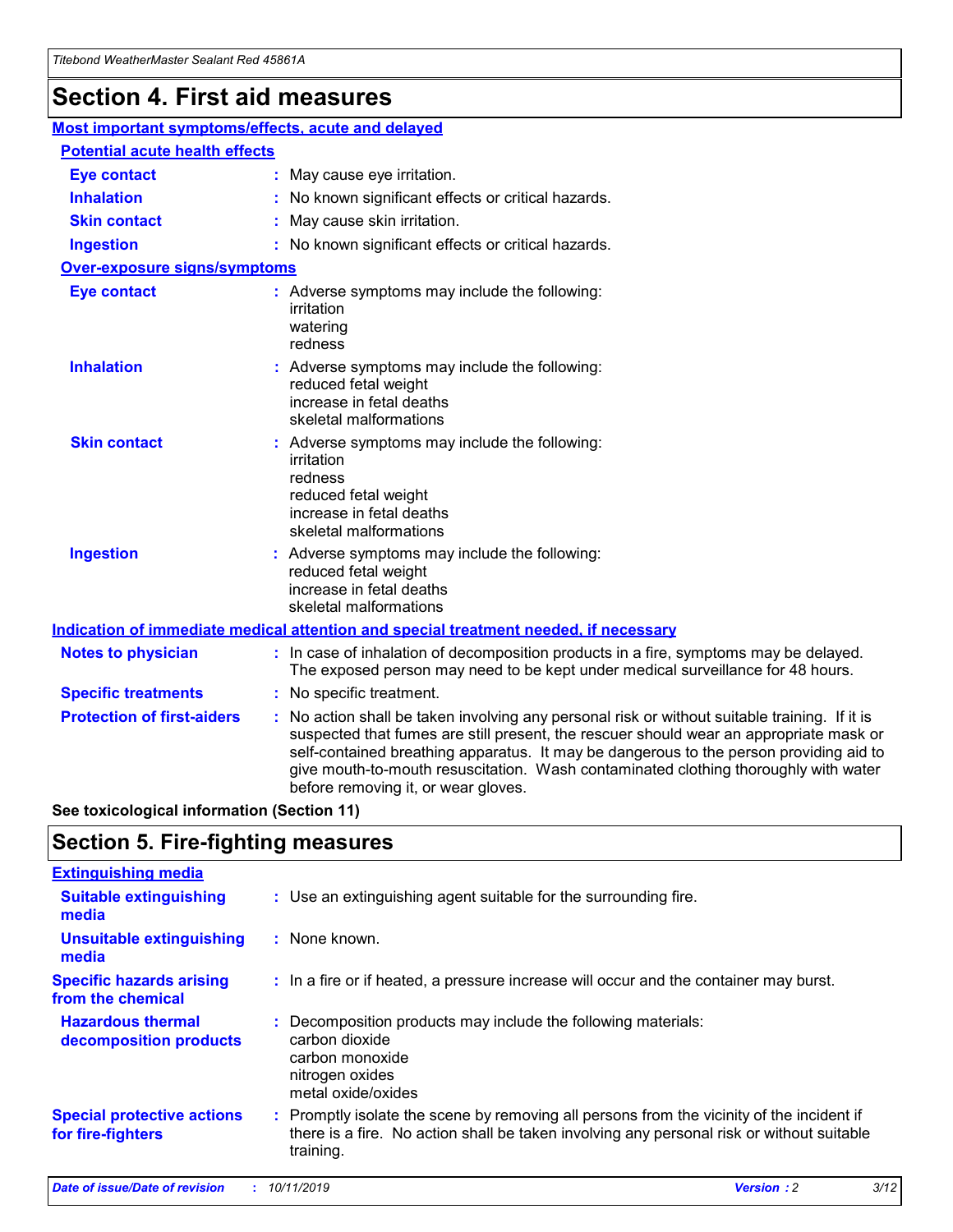# Section 4. First aid measures

## Most important symptoms/effects, acute and delayed

### Potential acute health effects

**Eye contact** : May cause eye irritation.

**Inhalation** : No known significant effects or critical hazards.

**Skin contact** : May cause skin irritation.

**Ingestion** : No known significant effects or critical hazards.

### Over-exposure signs/symptoms

**Eye contact** : Adverse symptoms may include the following:
irritation
watering
redness

**Inhalation** : Adverse symptoms may include the following:
reduced fetal weight
increase in fetal deaths
skeletal malformations

**Skin contact** : Adverse symptoms may include the following:
irritation
redness
reduced fetal weight
increase in fetal deaths
skeletal malformations

**Ingestion** : Adverse symptoms may include the following:
reduced fetal weight
increase in fetal deaths
skeletal malformations

## Indication of immediate medical attention and special treatment needed, if necessary

**Notes to physician** : In case of inhalation of decomposition products in a fire, symptoms may be delayed. The exposed person may need to be kept under medical surveillance for 48 hours.

**Specific treatments** : No specific treatment.

**Protection of first-aiders** : No action shall be taken involving any personal risk or without suitable training. If it is suspected that fumes are still present, the rescuer should wear an appropriate mask or self-contained breathing apparatus. It may be dangerous to the person providing aid to give mouth-to-mouth resuscitation. Wash contaminated clothing thoroughly with water before removing it, or wear gloves.

**See toxicological information (Section 11)**

# Section 5. Fire-fighting measures

## Extinguishing media

**Suitable extinguishing media** : Use an extinguishing agent suitable for the surrounding fire.

**Unsuitable extinguishing media** : None known.

**Specific hazards arising from the chemical** : In a fire or if heated, a pressure increase will occur and the container may burst.

**Hazardous thermal decomposition products** : Decomposition products may include the following materials:
carbon dioxide
carbon monoxide
nitrogen oxides
metal oxide/oxides

**Special protective actions for fire-fighters** : Promptly isolate the scene by removing all persons from the vicinity of the incident if there is a fire. No action shall be taken involving any personal risk or without suitable training.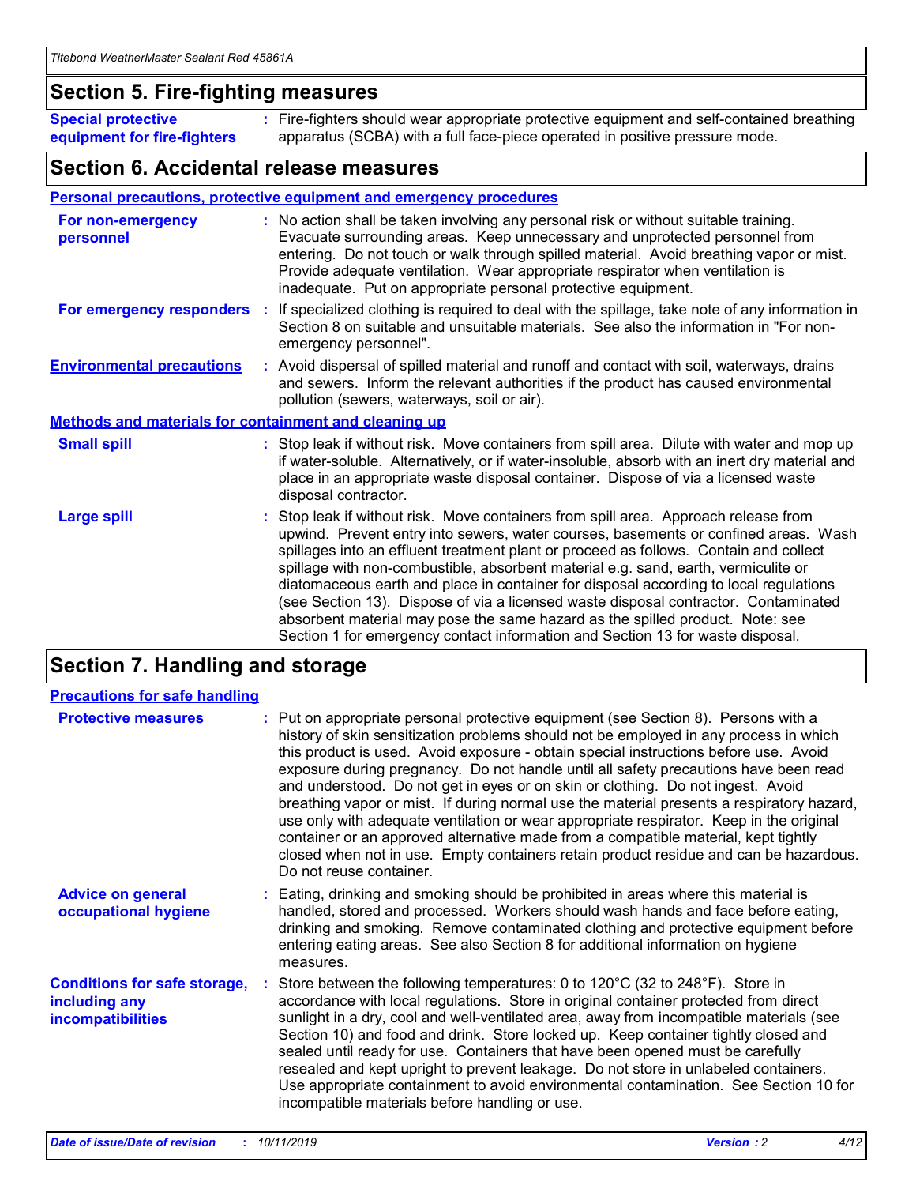## Section 5. Fire-fighting measures

**Special protective equipment for fire-fighters** : Fire-fighters should wear appropriate protective equipment and self-contained breathing apparatus (SCBA) with a full face-piece operated in positive pressure mode.

## Section 6. Accidental release measures

**Personal precautions, protective equipment and emergency procedures**

**For non-emergency personnel** : No action shall be taken involving any personal risk or without suitable training. Evacuate surrounding areas. Keep unnecessary and unprotected personnel from entering. Do not touch or walk through spilled material. Avoid breathing vapor or mist. Provide adequate ventilation. Wear appropriate respirator when ventilation is inadequate. Put on appropriate personal protective equipment.

**For emergency responders** : If specialized clothing is required to deal with the spillage, take note of any information in Section 8 on suitable and unsuitable materials. See also the information in "For non-emergency personnel".

**Environmental precautions** : Avoid dispersal of spilled material and runoff and contact with soil, waterways, drains and sewers. Inform the relevant authorities if the product has caused environmental pollution (sewers, waterways, soil or air).

**Methods and materials for containment and cleaning up**

**Small spill** : Stop leak if without risk. Move containers from spill area. Dilute with water and mop up if water-soluble. Alternatively, or if water-insoluble, absorb with an inert dry material and place in an appropriate waste disposal container. Dispose of via a licensed waste disposal contractor.

**Large spill** : Stop leak if without risk. Move containers from spill area. Approach release from upwind. Prevent entry into sewers, water courses, basements or confined areas. Wash spillages into an effluent treatment plant or proceed as follows. Contain and collect spillage with non-combustible, absorbent material e.g. sand, earth, vermiculite or diatomaceous earth and place in container for disposal according to local regulations (see Section 13). Dispose of via a licensed waste disposal contractor. Contaminated absorbent material may pose the same hazard as the spilled product. Note: see Section 1 for emergency contact information and Section 13 for waste disposal.

## Section 7. Handling and storage

**Precautions for safe handling**

**Protective measures** : Put on appropriate personal protective equipment (see Section 8). Persons with a history of skin sensitization problems should not be employed in any process in which this product is used. Avoid exposure - obtain special instructions before use. Avoid exposure during pregnancy. Do not handle until all safety precautions have been read and understood. Do not get in eyes or on skin or clothing. Do not ingest. Avoid breathing vapor or mist. If during normal use the material presents a respiratory hazard, use only with adequate ventilation or wear appropriate respirator. Keep in the original container or an approved alternative made from a compatible material, kept tightly closed when not in use. Empty containers retain product residue and can be hazardous. Do not reuse container.

**Advice on general occupational hygiene** : Eating, drinking and smoking should be prohibited in areas where this material is handled, stored and processed. Workers should wash hands and face before eating, drinking and smoking. Remove contaminated clothing and protective equipment before entering eating areas. See also Section 8 for additional information on hygiene measures.

**Conditions for safe storage, including any incompatibilities** : Store between the following temperatures: 0 to 120°C (32 to 248°F). Store in accordance with local regulations. Store in original container protected from direct sunlight in a dry, cool and well-ventilated area, away from incompatible materials (see Section 10) and food and drink. Store locked up. Keep container tightly closed and sealed until ready for use. Containers that have been opened must be carefully resealed and kept upright to prevent leakage. Do not store in unlabeled containers. Use appropriate containment to avoid environmental contamination. See Section 10 for incompatible materials before handling or use.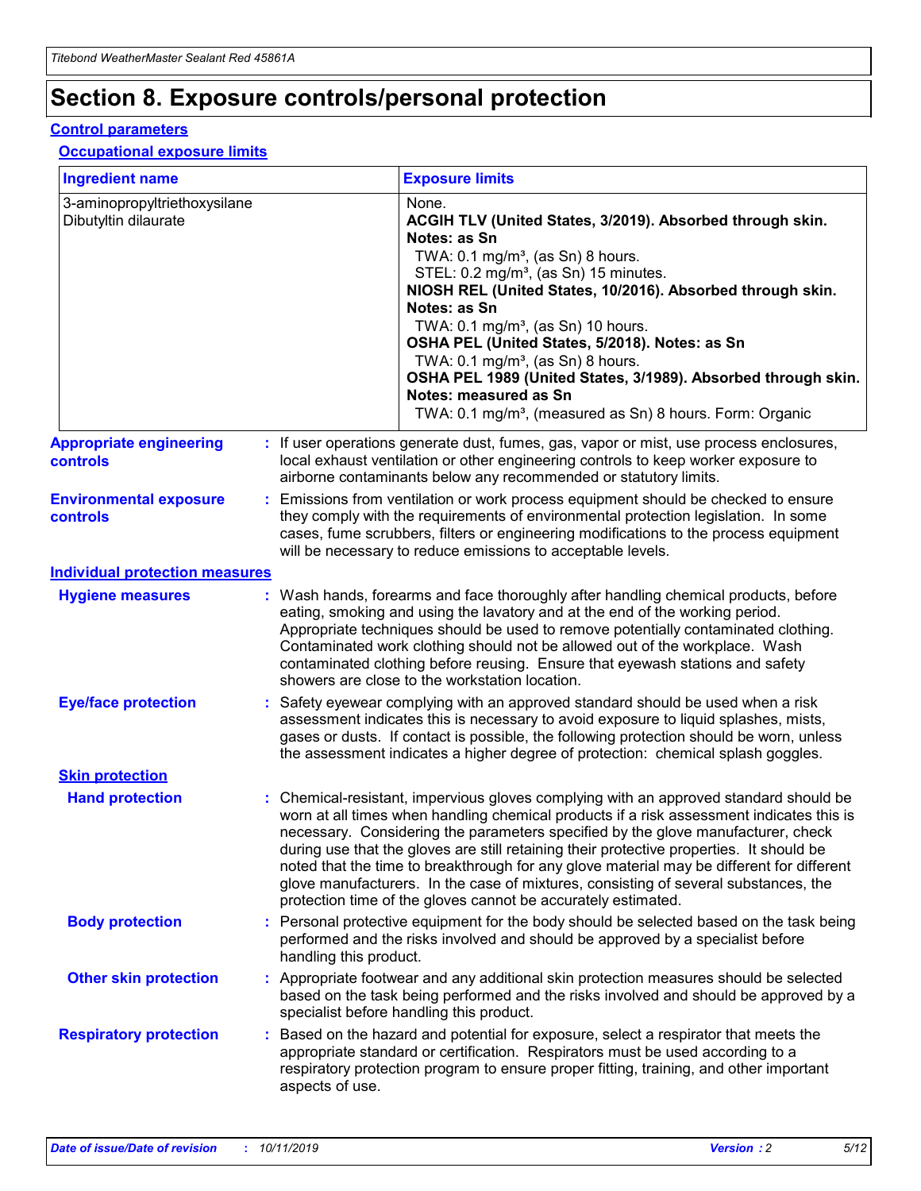# Section 8. Exposure controls/personal protection

## Control parameters

### Occupational exposure limits

| Ingredient name | Exposure limits |
| --- | --- |
| 3-aminopropyltriethoxysilane<br>Dibutyltin dilaurate | None.<br>**ACGIH TLV (United States, 3/2019). Absorbed through skin. Notes: as Sn**<br>TWA: 0.1 mg/m³, (as Sn) 8 hours.<br>STEL: 0.2 mg/m³, (as Sn) 15 minutes.<br>**NIOSH REL (United States, 10/2016). Absorbed through skin. Notes: as Sn**<br>TWA: 0.1 mg/m³, (as Sn) 10 hours.<br>**OSHA PEL (United States, 5/2018). Notes: as Sn**<br>TWA: 0.1 mg/m³, (as Sn) 8 hours.<br>**OSHA PEL 1989 (United States, 3/1989). Absorbed through skin. Notes: measured as Sn**<br>TWA: 0.1 mg/m³, (measured as Sn) 8 hours. Form: Organic |

**Appropriate engineering controls** : If user operations generate dust, fumes, gas, vapor or mist, use process enclosures, local exhaust ventilation or other engineering controls to keep worker exposure to airborne contaminants below any recommended or statutory limits.

**Environmental exposure controls** : Emissions from ventilation or work process equipment should be checked to ensure they comply with the requirements of environmental protection legislation. In some cases, fume scrubbers, filters or engineering modifications to the process equipment will be necessary to reduce emissions to acceptable levels.

## Individual protection measures

**Hygiene measures** : Wash hands, forearms and face thoroughly after handling chemical products, before eating, smoking and using the lavatory and at the end of the working period. Appropriate techniques should be used to remove potentially contaminated clothing. Contaminated work clothing should not be allowed out of the workplace. Wash contaminated clothing before reusing. Ensure that eyewash stations and safety showers are close to the workstation location.

**Eye/face protection** : Safety eyewear complying with an approved standard should be used when a risk assessment indicates this is necessary to avoid exposure to liquid splashes, mists, gases or dusts. If contact is possible, the following protection should be worn, unless the assessment indicates a higher degree of protection: chemical splash goggles.

### Skin protection

**Hand protection** : Chemical-resistant, impervious gloves complying with an approved standard should be worn at all times when handling chemical products if a risk assessment indicates this is necessary. Considering the parameters specified by the glove manufacturer, check during use that the gloves are still retaining their protective properties. It should be noted that the time to breakthrough for any glove material may be different for different glove manufacturers. In the case of mixtures, consisting of several substances, the protection time of the gloves cannot be accurately estimated.

**Body protection** : Personal protective equipment for the body should be selected based on the task being performed and the risks involved and should be approved by a specialist before handling this product.

**Other skin protection** : Appropriate footwear and any additional skin protection measures should be selected based on the task being performed and the risks involved and should be approved by a specialist before handling this product.

**Respiratory protection** : Based on the hazard and potential for exposure, select a respirator that meets the appropriate standard or certification. Respirators must be used according to a respiratory protection program to ensure proper fitting, training, and other important aspects of use.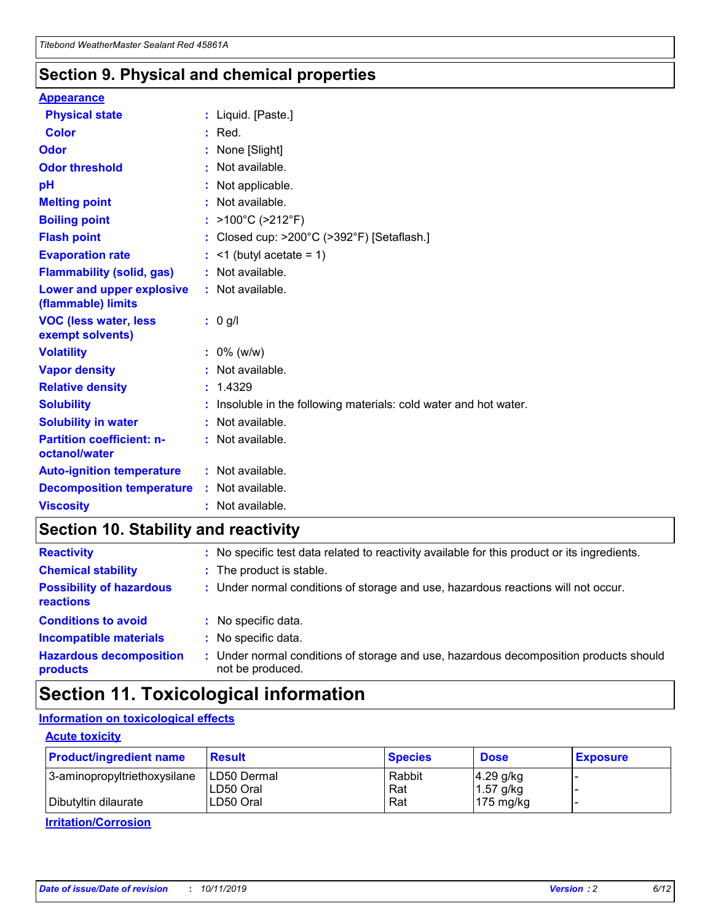## Section 9. Physical and chemical properties

**Appearance**

| | |
|---|---|
| **Physical state** | : Liquid. [Paste.] |
| **Color** | : Red. |
| **Odor** | : None [Slight] |
| **Odor threshold** | : Not available. |
| **pH** | : Not applicable. |
| **Melting point** | : Not available. |
| **Boiling point** | : >100°C (>212°F) |
| **Flash point** | : Closed cup: >200°C (>392°F) [Setaflash.] |
| **Evaporation rate** | : <1 (butyl acetate = 1) |
| **Flammability (solid, gas)** | : Not available. |
| **Lower and upper explosive (flammable) limits** | : Not available. |
| **VOC (less water, less exempt solvents)** | : 0 g/l |
| **Volatility** | : 0% (w/w) |
| **Vapor density** | : Not available. |
| **Relative density** | : 1.4329 |
| **Solubility** | : Insoluble in the following materials: cold water and hot water. |
| **Solubility in water** | : Not available. |
| **Partition coefficient: n-octanol/water** | : Not available. |
| **Auto-ignition temperature** | : Not available. |
| **Decomposition temperature** | : Not available. |
| **Viscosity** | : Not available. |

## Section 10. Stability and reactivity

| | |
|---|---|
| **Reactivity** | : No specific test data related to reactivity available for this product or its ingredients. |
| **Chemical stability** | : The product is stable. |
| **Possibility of hazardous reactions** | : Under normal conditions of storage and use, hazardous reactions will not occur. |
| **Conditions to avoid** | : No specific data. |
| **Incompatible materials** | : No specific data. |
| **Hazardous decomposition products** | : Under normal conditions of storage and use, hazardous decomposition products should not be produced. |

## Section 11. Toxicological information

**Information on toxicological effects**

**Acute toxicity**

| Product/ingredient name | Result | Species | Dose | Exposure |
|---|---|---|---|---|
| 3-aminopropyltriethoxysilane | LD50 Dermal | Rabbit | 4.29 g/kg | - |
| | LD50 Oral | Rat | 1.57 g/kg | - |
| Dibutyltin dilaurate | LD50 Oral | Rat | 175 mg/kg | - |

**Irritation/Corrosion**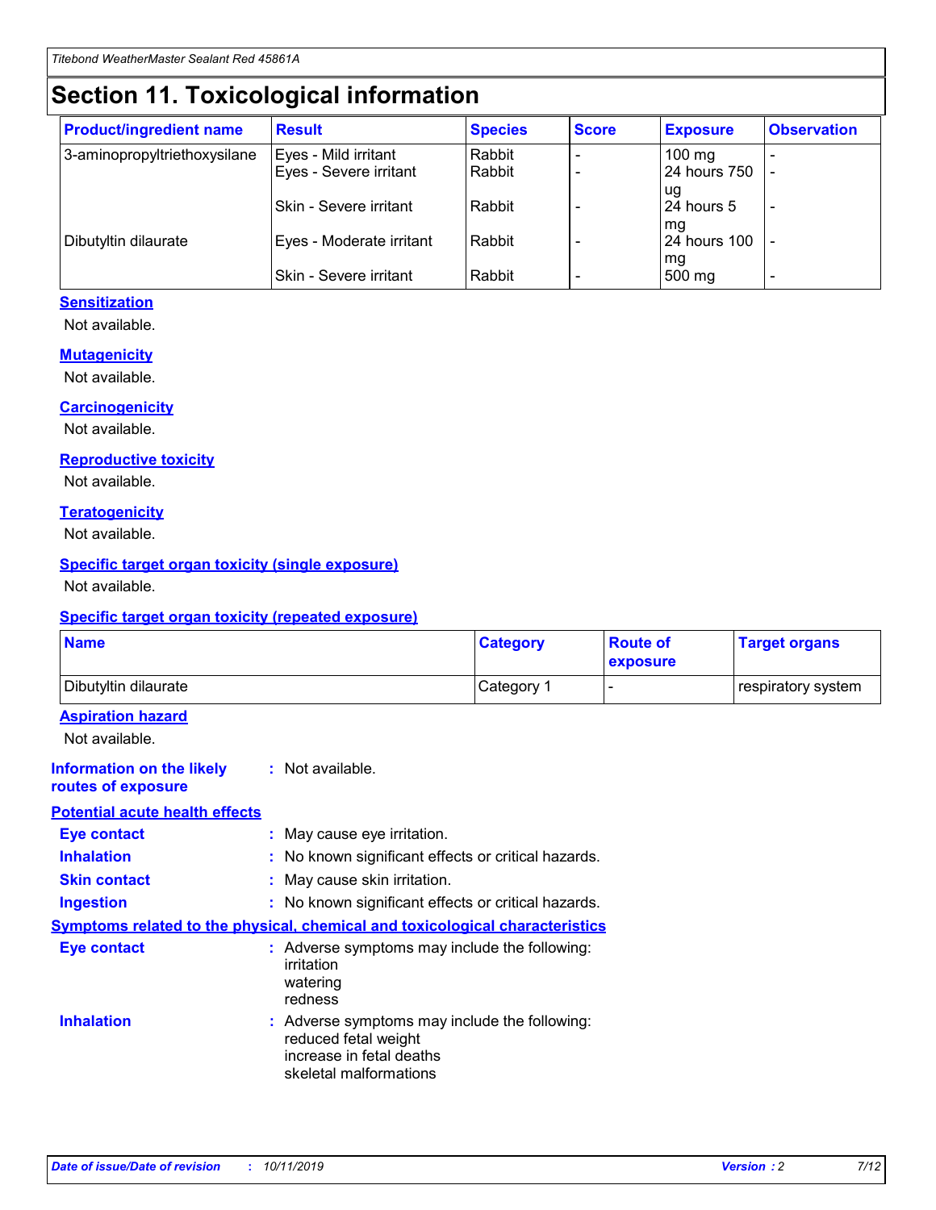# Section 11. Toxicological information

| Product/ingredient name | Result | Species | Score | Exposure | Observation |
|---|---|---|---|---|---|
| 3-aminopropyltriethoxysilane | Eyes - Mild irritant | Rabbit | - | 100 mg | - |
| | Eyes - Severe irritant | Rabbit | - | 24 hours 750 ug | - |
| | Skin - Severe irritant | Rabbit | - | 24 hours 5 mg | - |
| Dibutyltin dilaurate | Eyes - Moderate irritant | Rabbit | - | 24 hours 100 mg | - |
| | Skin - Severe irritant | Rabbit | - | 500 mg | - |

### Sensitization

Not available.

### Mutagenicity

Not available.

### Carcinogenicity

Not available.

### Reproductive toxicity

Not available.

### Teratogenicity

Not available.

### Specific target organ toxicity (single exposure)

Not available.

### Specific target organ toxicity (repeated exposure)

| Name | Category | Route of exposure | Target organs |
|---|---|---|---|
| Dibutyltin dilaurate | Category 1 | - | respiratory system |

### Aspiration hazard

Not available.

**Information on the likely routes of exposure** : Not available.

### Potential acute health effects

**Eye contact** : May cause eye irritation.

**Inhalation** : No known significant effects or critical hazards.

**Skin contact** : May cause skin irritation.

**Ingestion** : No known significant effects or critical hazards.

### Symptoms related to the physical, chemical and toxicological characteristics

**Eye contact** : Adverse symptoms may include the following:
irritation
watering
redness

**Inhalation** : Adverse symptoms may include the following:
reduced fetal weight
increase in fetal deaths
skeletal malformations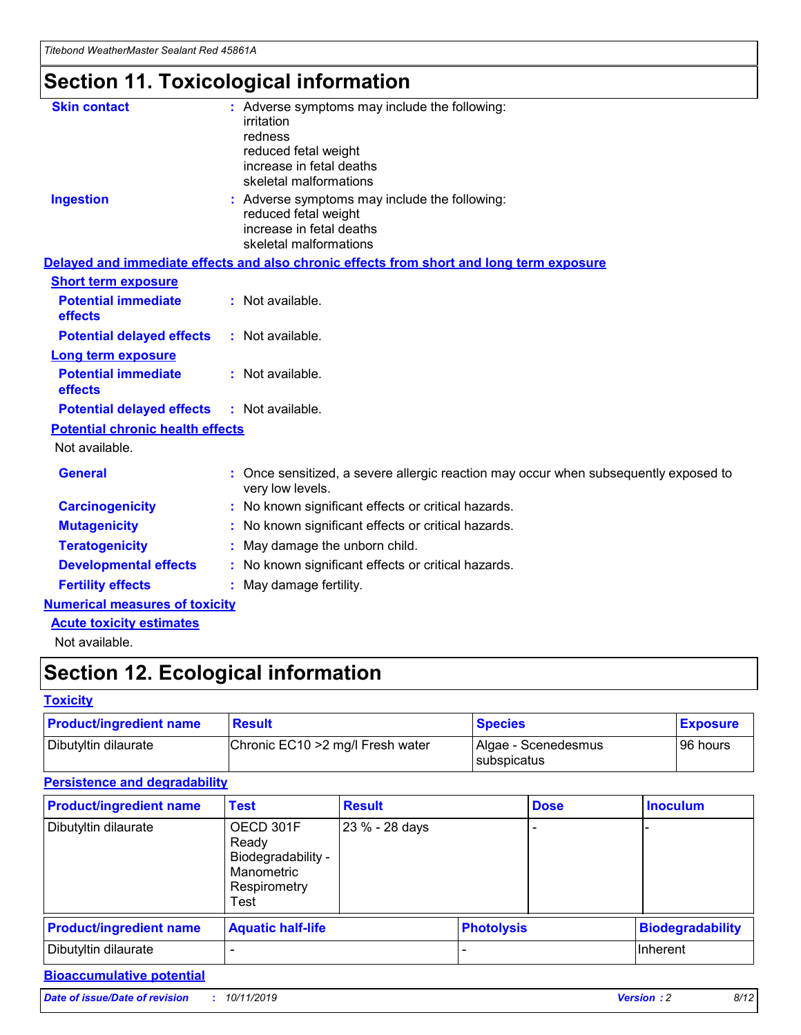# Section 11. Toxicological information

**Skin contact** : Adverse symptoms may include the following:
irritation
redness
reduced fetal weight
increase in fetal deaths
skeletal malformations

**Ingestion** : Adverse symptoms may include the following:
reduced fetal weight
increase in fetal deaths
skeletal malformations

## Delayed and immediate effects and also chronic effects from short and long term exposure

### Short term exposure

**Potential immediate effects** : Not available.

**Potential delayed effects** : Not available.

### Long term exposure

**Potential immediate effects** : Not available.

**Potential delayed effects** : Not available.

### Potential chronic health effects

Not available.

**General** : Once sensitized, a severe allergic reaction may occur when subsequently exposed to very low levels.

**Carcinogenicity** : No known significant effects or critical hazards.

**Mutagenicity** : No known significant effects or critical hazards.

**Teratogenicity** : May damage the unborn child.

**Developmental effects** : No known significant effects or critical hazards.

**Fertility effects** : May damage fertility.

## Numerical measures of toxicity

### Acute toxicity estimates

Not available.

# Section 12. Ecological information

## Toxicity

| Product/ingredient name | Result | Species | Exposure |
| --- | --- | --- | --- |
| Dibutyltin dilaurate | Chronic EC10 >2 mg/l Fresh water | Algae - Scenedesmus subspicatus | 96 hours |

## Persistence and degradability

| Product/ingredient name | Test | Result | Dose | Inoculum |
| --- | --- | --- | --- | --- |
| Dibutyltin dilaurate | OECD 301F Ready Biodegradability - Manometric Respirometry Test | 23 % - 28 days | - | - |

| Product/ingredient name | Aquatic half-life | Photolysis | Biodegradability |
| --- | --- | --- | --- |
| Dibutyltin dilaurate | - | - | Inherent |

## Bioaccumulative potential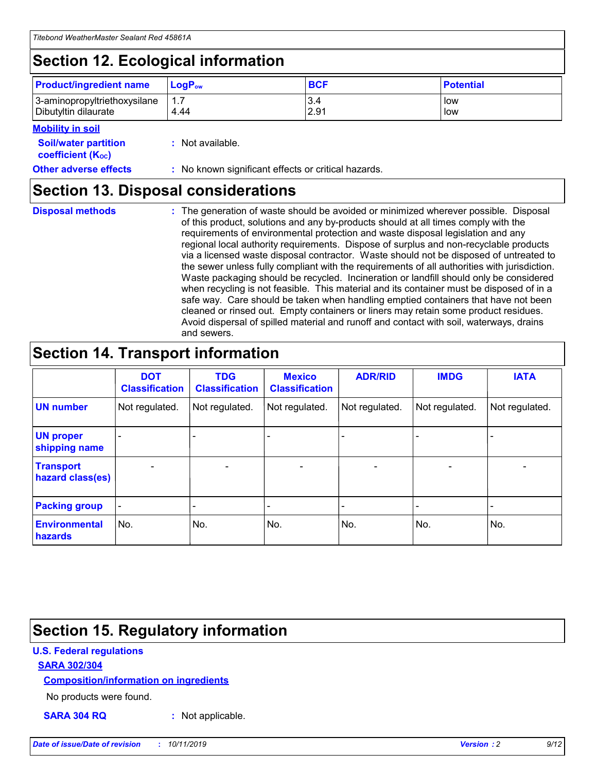## Section 12. Ecological information

| Product/ingredient name | $LogP_{ow}$ | BCF | Potential |
|---|---|---|---|
| 3-aminopropyltriethoxysilane | 1.7 | 3.4 | low |
| Dibutyltin dilaurate | 4.44 | 2.91 | low |

**Mobility in soil**

**Soil/water partition coefficient ($K_{OC}$)** : Not available.

**Other adverse effects** : No known significant effects or critical hazards.

## Section 13. Disposal considerations

**Disposal methods** : The generation of waste should be avoided or minimized wherever possible. Disposal of this product, solutions and any by-products should at all times comply with the requirements of environmental protection and waste disposal legislation and any regional local authority requirements. Dispose of surplus and non-recyclable products via a licensed waste disposal contractor. Waste should not be disposed of untreated to the sewer unless fully compliant with the requirements of all authorities with jurisdiction. Waste packaging should be recycled. Incineration or landfill should only be considered when recycling is not feasible. This material and its container must be disposed of in a safe way. Care should be taken when handling emptied containers that have not been cleaned or rinsed out. Empty containers or liners may retain some product residues. Avoid dispersal of spilled material and runoff and contact with soil, waterways, drains and sewers.

## Section 14. Transport information

| | DOT Classification | TDG Classification | Mexico Classification | ADR/RID | IMDG | IATA |
|---|---|---|---|---|---|---|
| UN number | Not regulated. | Not regulated. | Not regulated. | Not regulated. | Not regulated. | Not regulated. |
| UN proper shipping name | - | - | - | - | - | - |
| Transport hazard class(es) | - | - | - | - | - | - |
| Packing group | - | - | - | - | - | - |
| Environmental hazards | No. | No. | No. | No. | No. | No. |

## Section 15. Regulatory information

**U.S. Federal regulations**

**SARA 302/304**

**Composition/information on ingredients**

No products were found.

**SARA 304 RQ** : Not applicable.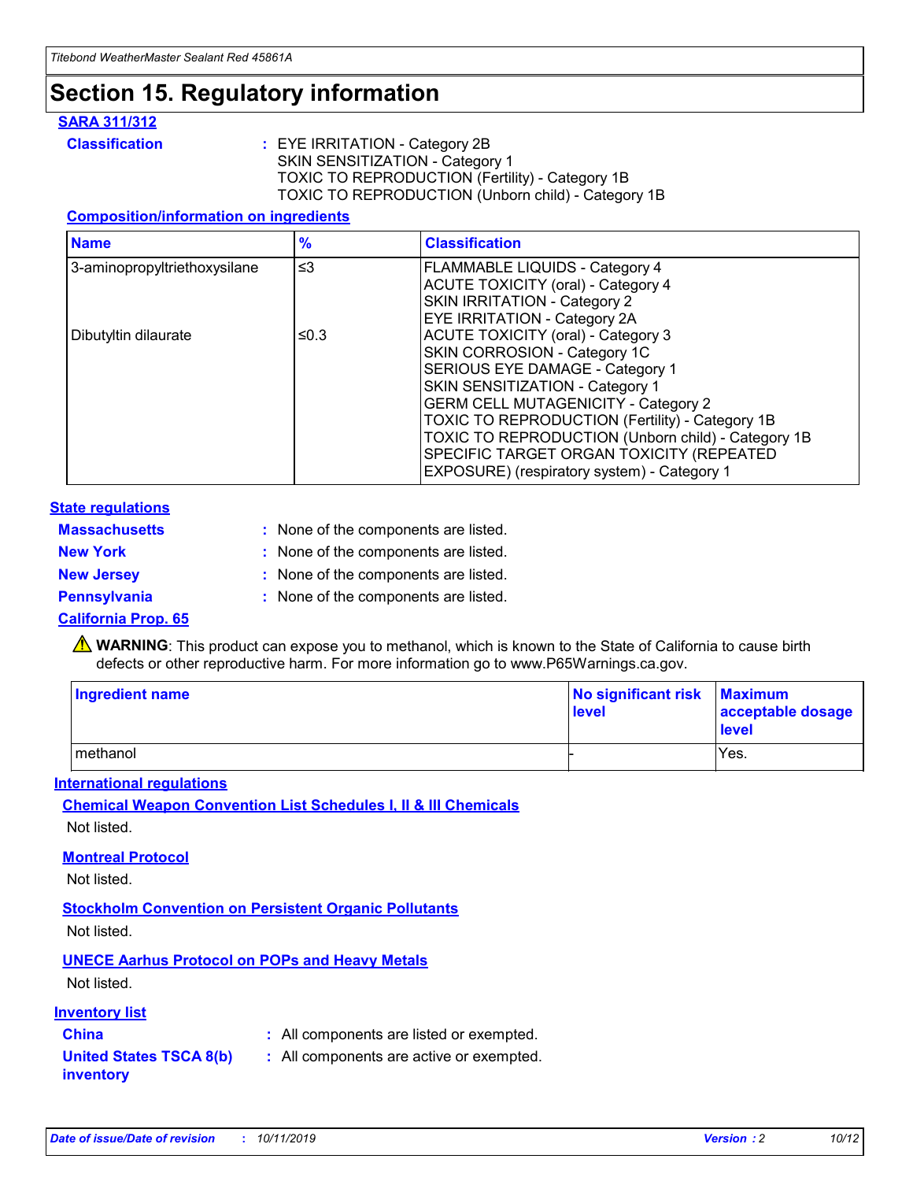# Section 15. Regulatory information

## SARA 311/312

**Classification** : EYE IRRITATION - Category 2B
SKIN SENSITIZATION - Category 1
TOXIC TO REPRODUCTION (Fertility) - Category 1B
TOXIC TO REPRODUCTION (Unborn child) - Category 1B

### Composition/information on ingredients

| Name | % | Classification |
|---|---|---|
| 3-aminopropyltriethoxysilane | ≤3 | FLAMMABLE LIQUIDS - Category 4<br>ACUTE TOXICITY (oral) - Category 4<br>SKIN IRRITATION - Category 2<br>EYE IRRITATION - Category 2A |
| Dibutyltin dilaurate | ≤0.3 | ACUTE TOXICITY (oral) - Category 3<br>SKIN CORROSION - Category 1C<br>SERIOUS EYE DAMAGE - Category 1<br>SKIN SENSITIZATION - Category 1<br>GERM CELL MUTAGENICITY - Category 2<br>TOXIC TO REPRODUCTION (Fertility) - Category 1B<br>TOXIC TO REPRODUCTION (Unborn child) - Category 1B<br>SPECIFIC TARGET ORGAN TOXICITY (REPEATED EXPOSURE) (respiratory system) - Category 1 |

## State regulations

**Massachusetts** : None of the components are listed.

**New York** : None of the components are listed.

**New Jersey** : None of the components are listed.

**Pennsylvania** : None of the components are listed.

## California Prop. 65

⚠ **WARNING**: This product can expose you to methanol, which is known to the State of California to cause birth defects or other reproductive harm. For more information go to www.P65Warnings.ca.gov.

| Ingredient name | No significant risk level | Maximum acceptable dosage level |
|---|---|---|
| methanol | - | Yes. |

## International regulations

### Chemical Weapon Convention List Schedules I, II & III Chemicals

Not listed.

### Montreal Protocol

Not listed.

### Stockholm Convention on Persistent Organic Pollutants

Not listed.

### UNECE Aarhus Protocol on POPs and Heavy Metals

Not listed.

## Inventory list

**China** : All components are listed or exempted.

**United States TSCA 8(b) inventory** : All components are active or exempted.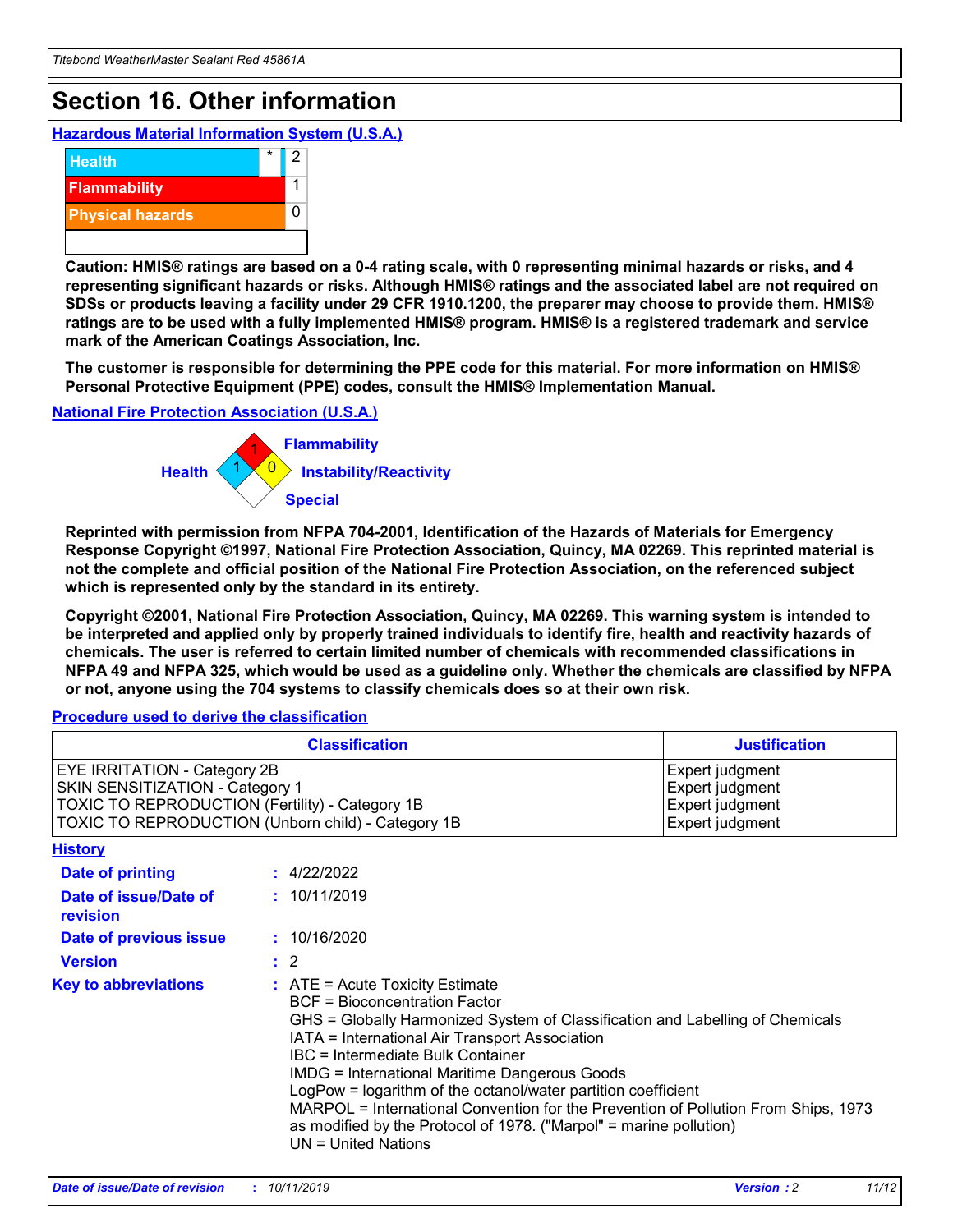# Section 16. Other information

## Hazardous Material Information System (U.S.A.)

| | | |
|---|---|---|
| Health | * | 2 |
| Flammability | | 1 |
| Physical hazards | | 0 |

**Caution: HMIS® ratings are based on a 0-4 rating scale, with 0 representing minimal hazards or risks, and 4 representing significant hazards or risks. Although HMIS® ratings and the associated label are not required on SDSs or products leaving a facility under 29 CFR 1910.1200, the preparer may choose to provide them. HMIS® ratings are to be used with a fully implemented HMIS® program. HMIS® is a registered trademark and service mark of the American Coatings Association, Inc.**

**The customer is responsible for determining the PPE code for this material. For more information on HMIS® Personal Protective Equipment (PPE) codes, consult the HMIS® Implementation Manual.**

## National Fire Protection Association (U.S.A.)

Flammability: 1
Health: 1
Instability/Reactivity: 0
Special

**Reprinted with permission from NFPA 704-2001, Identification of the Hazards of Materials for Emergency Response Copyright ©1997, National Fire Protection Association, Quincy, MA 02269. This reprinted material is not the complete and official position of the National Fire Protection Association, on the referenced subject which is represented only by the standard in its entirety.**

**Copyright ©2001, National Fire Protection Association, Quincy, MA 02269. This warning system is intended to be interpreted and applied only by properly trained individuals to identify fire, health and reactivity hazards of chemicals. The user is referred to certain limited number of chemicals with recommended classifications in NFPA 49 and NFPA 325, which would be used as a guideline only. Whether the chemicals are classified by NFPA or not, anyone using the 704 systems to classify chemicals does so at their own risk.**

## Procedure used to derive the classification

| Classification | Justification |
|---|---|
| EYE IRRITATION - Category 2B | Expert judgment |
| SKIN SENSITIZATION - Category 1 | Expert judgment |
| TOXIC TO REPRODUCTION (Fertility) - Category 1B | Expert judgment |
| TOXIC TO REPRODUCTION (Unborn child) - Category 1B | Expert judgment |

## History

**Date of printing** : 4/22/2022

**Date of issue/Date of revision** : 10/11/2019

**Date of previous issue** : 10/16/2020

**Version** : 2

**Key to abbreviations** :
ATE = Acute Toxicity Estimate
BCF = Bioconcentration Factor
GHS = Globally Harmonized System of Classification and Labelling of Chemicals
IATA = International Air Transport Association
IBC = Intermediate Bulk Container
IMDG = International Maritime Dangerous Goods
LogPow = logarithm of the octanol/water partition coefficient
MARPOL = International Convention for the Prevention of Pollution From Ships, 1973 as modified by the Protocol of 1978. ("Marpol" = marine pollution)
UN = United Nations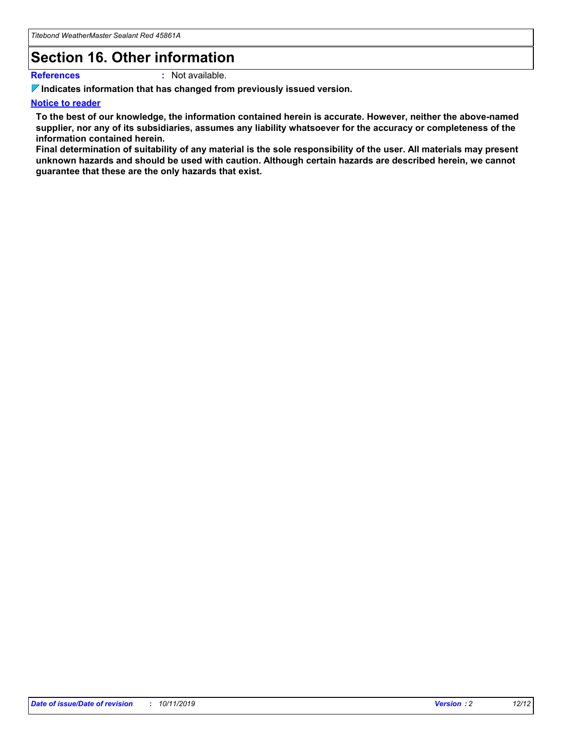## Section 16. Other information

**References** : Not available.

**Indicates information that has changed from previously issued version.**

**Notice to reader**

**To the best of our knowledge, the information contained herein is accurate. However, neither the above-named supplier, nor any of its subsidiaries, assumes any liability whatsoever for the accuracy or completeness of the information contained herein.**

**Final determination of suitability of any material is the sole responsibility of the user. All materials may present unknown hazards and should be used with caution. Although certain hazards are described herein, we cannot guarantee that these are the only hazards that exist.**